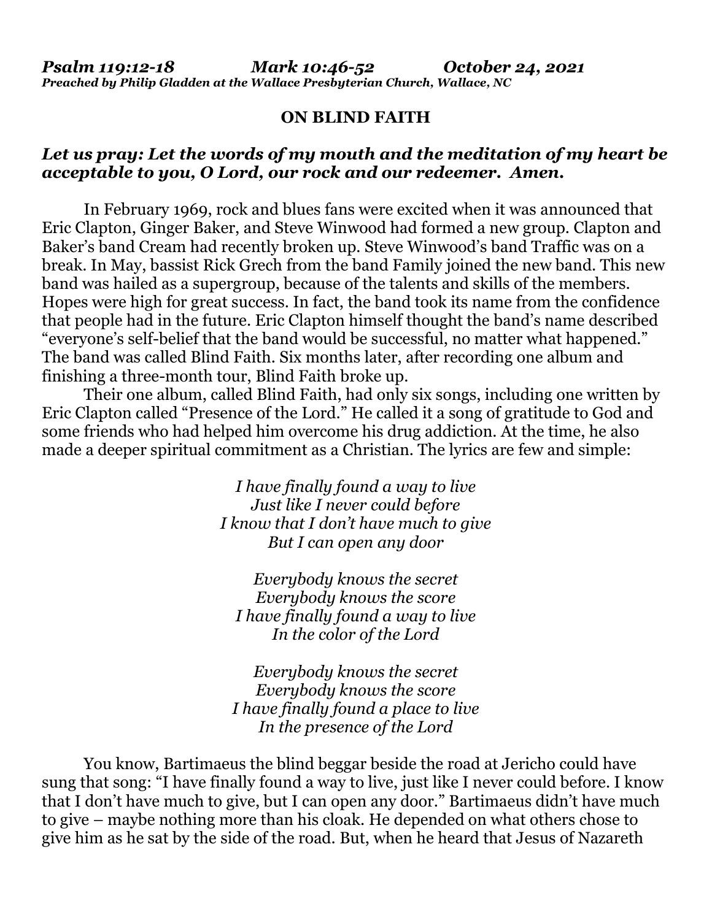***Psalm 119:12-18 Mark 10:46-52 October 24, 2021***
***Preached by Philip Gladden at the Wallace Presbyterian Church, Wallace, NC***

# ON BLIND FAITH

***Let us pray: Let the words of my mouth and the meditation of my heart be acceptable to you, O Lord, our rock and our redeemer. Amen.***

In February 1969, rock and blues fans were excited when it was announced that Eric Clapton, Ginger Baker, and Steve Winwood had formed a new group. Clapton and Baker's band Cream had recently broken up. Steve Winwood's band Traffic was on a break. In May, bassist Rick Grech from the band Family joined the new band. This new band was hailed as a supergroup, because of the talents and skills of the members. Hopes were high for great success. In fact, the band took its name from the confidence that people had in the future. Eric Clapton himself thought the band's name described "everyone's self-belief that the band would be successful, no matter what happened." The band was called Blind Faith. Six months later, after recording one album and finishing a three-month tour, Blind Faith broke up.

Their one album, called Blind Faith, had only six songs, including one written by Eric Clapton called "Presence of the Lord." He called it a song of gratitude to God and some friends who had helped him overcome his drug addiction. At the time, he also made a deeper spiritual commitment as a Christian. The lyrics are few and simple:

*I have finally found a way to live*
*Just like I never could before*
*I know that I don't have much to give*
*But I can open any door*

*Everybody knows the secret*
*Everybody knows the score*
*I have finally found a way to live*
*In the color of the Lord*

*Everybody knows the secret*
*Everybody knows the score*
*I have finally found a place to live*
*In the presence of the Lord*

You know, Bartimaeus the blind beggar beside the road at Jericho could have sung that song: "I have finally found a way to live, just like I never could before. I know that I don't have much to give, but I can open any door." Bartimaeus didn't have much to give – maybe nothing more than his cloak. He depended on what others chose to give him as he sat by the side of the road. But, when he heard that Jesus of Nazareth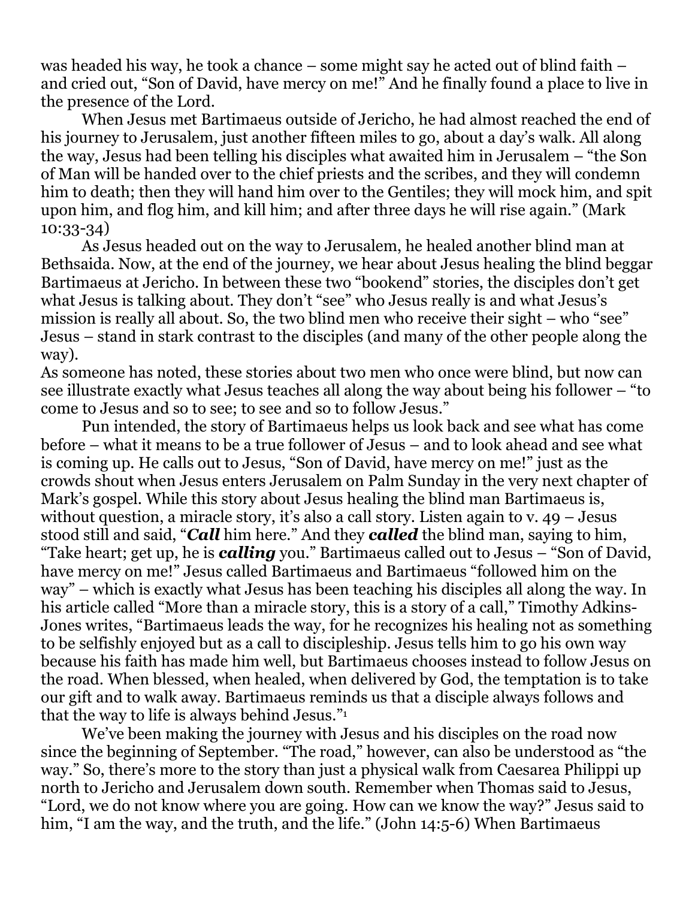was headed his way, he took a chance – some might say he acted out of blind faith – and cried out, "Son of David, have mercy on me!" And he finally found a place to live in the presence of the Lord.

When Jesus met Bartimaeus outside of Jericho, he had almost reached the end of his journey to Jerusalem, just another fifteen miles to go, about a day's walk. All along the way, Jesus had been telling his disciples what awaited him in Jerusalem – "the Son of Man will be handed over to the chief priests and the scribes, and they will condemn him to death; then they will hand him over to the Gentiles; they will mock him, and spit upon him, and flog him, and kill him; and after three days he will rise again." (Mark 10:33-34)

As Jesus headed out on the way to Jerusalem, he healed another blind man at Bethsaida. Now, at the end of the journey, we hear about Jesus healing the blind beggar Bartimaeus at Jericho. In between these two "bookend" stories, the disciples don't get what Jesus is talking about. They don't "see" who Jesus really is and what Jesus's mission is really all about. So, the two blind men who receive their sight – who "see" Jesus – stand in stark contrast to the disciples (and many of the other people along the way).

As someone has noted, these stories about two men who once were blind, but now can see illustrate exactly what Jesus teaches all along the way about being his follower – "to come to Jesus and so to see; to see and so to follow Jesus."

Pun intended, the story of Bartimaeus helps us look back and see what has come before – what it means to be a true follower of Jesus – and to look ahead and see what is coming up. He calls out to Jesus, "Son of David, have mercy on me!" just as the crowds shout when Jesus enters Jerusalem on Palm Sunday in the very next chapter of Mark's gospel. While this story about Jesus healing the blind man Bartimaeus is, without question, a miracle story, it's also a call story. Listen again to v. 49 – Jesus stood still and said, "***Call*** him here." And they ***called*** the blind man, saying to him, "Take heart; get up, he is ***calling*** you." Bartimaeus called out to Jesus – "Son of David, have mercy on me!" Jesus called Bartimaeus and Bartimaeus "followed him on the way" – which is exactly what Jesus has been teaching his disciples all along the way. In his article called "More than a miracle story, this is a story of a call," Timothy Adkins-Jones writes, "Bartimaeus leads the way, for he recognizes his healing not as something to be selfishly enjoyed but as a call to discipleship. Jesus tells him to go his own way because his faith has made him well, but Bartimaeus chooses instead to follow Jesus on the road. When blessed, when healed, when delivered by God, the temptation is to take our gift and to walk away. Bartimaeus reminds us that a disciple always follows and that the way to life is always behind Jesus."[1]

We've been making the journey with Jesus and his disciples on the road now since the beginning of September. "The road," however, can also be understood as "the way." So, there's more to the story than just a physical walk from Caesarea Philippi up north to Jericho and Jerusalem down south. Remember when Thomas said to Jesus, "Lord, we do not know where you are going. How can we know the way?" Jesus said to him, "I am the way, and the truth, and the life." (John 14:5-6) When Bartimaeus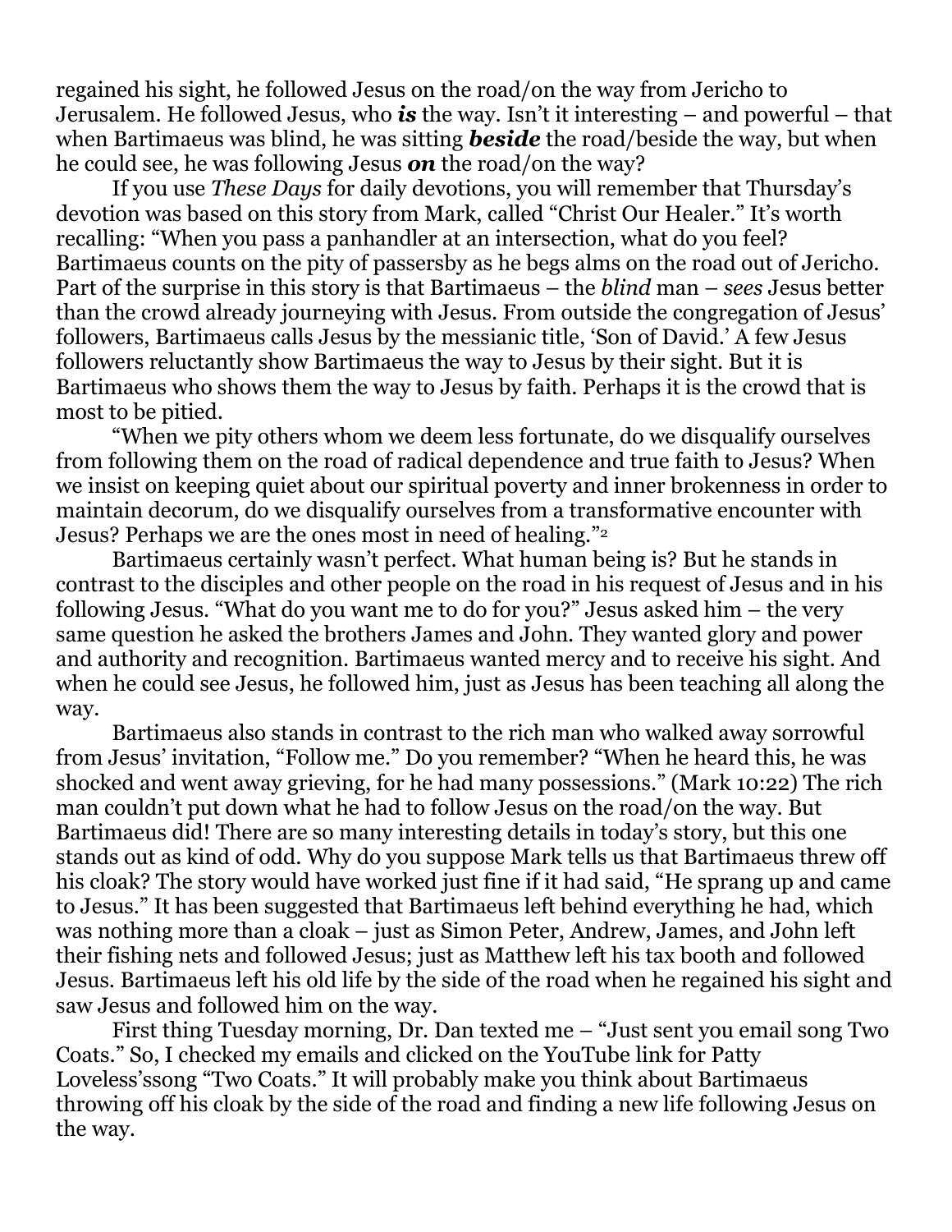regained his sight, he followed Jesus on the road/on the way from Jericho to Jerusalem. He followed Jesus, who ***is*** the way. Isn't it interesting – and powerful – that when Bartimaeus was blind, he was sitting ***beside*** the road/beside the way, but when he could see, he was following Jesus ***on*** the road/on the way?

If you use *These Days* for daily devotions, you will remember that Thursday's devotion was based on this story from Mark, called "Christ Our Healer." It's worth recalling: "When you pass a panhandler at an intersection, what do you feel? Bartimaeus counts on the pity of passersby as he begs alms on the road out of Jericho. Part of the surprise in this story is that Bartimaeus – the *blind* man – *sees* Jesus better than the crowd already journeying with Jesus. From outside the congregation of Jesus' followers, Bartimaeus calls Jesus by the messianic title, 'Son of David.' A few Jesus followers reluctantly show Bartimaeus the way to Jesus by their sight. But it is Bartimaeus who shows them the way to Jesus by faith. Perhaps it is the crowd that is most to be pitied.

"When we pity others whom we deem less fortunate, do we disqualify ourselves from following them on the road of radical dependence and true faith to Jesus? When we insist on keeping quiet about our spiritual poverty and inner brokenness in order to maintain decorum, do we disqualify ourselves from a transformative encounter with Jesus? Perhaps we are the ones most in need of healing."[2]

Bartimaeus certainly wasn't perfect. What human being is? But he stands in contrast to the disciples and other people on the road in his request of Jesus and in his following Jesus. "What do you want me to do for you?" Jesus asked him – the very same question he asked the brothers James and John. They wanted glory and power and authority and recognition. Bartimaeus wanted mercy and to receive his sight. And when he could see Jesus, he followed him, just as Jesus has been teaching all along the way.

Bartimaeus also stands in contrast to the rich man who walked away sorrowful from Jesus' invitation, "Follow me." Do you remember? "When he heard this, he was shocked and went away grieving, for he had many possessions." (Mark 10:22) The rich man couldn't put down what he had to follow Jesus on the road/on the way. But Bartimaeus did! There are so many interesting details in today's story, but this one stands out as kind of odd. Why do you suppose Mark tells us that Bartimaeus threw off his cloak? The story would have worked just fine if it had said, "He sprang up and came to Jesus." It has been suggested that Bartimaeus left behind everything he had, which was nothing more than a cloak – just as Simon Peter, Andrew, James, and John left their fishing nets and followed Jesus; just as Matthew left his tax booth and followed Jesus. Bartimaeus left his old life by the side of the road when he regained his sight and saw Jesus and followed him on the way.

First thing Tuesday morning, Dr. Dan texted me – "Just sent you email song Two Coats." So, I checked my emails and clicked on the YouTube link for Patty Loveless'ssong "Two Coats." It will probably make you think about Bartimaeus throwing off his cloak by the side of the road and finding a new life following Jesus on the way.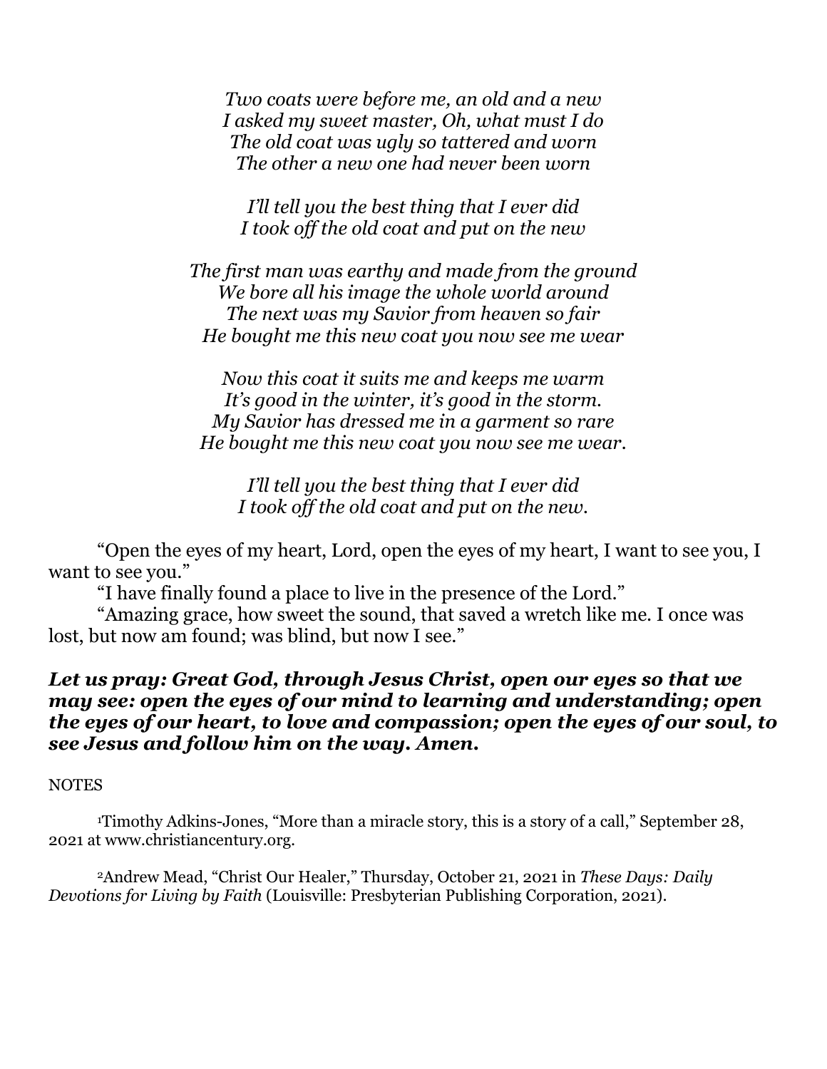*Two coats were before me, an old and a new*
*I asked my sweet master, Oh, what must I do*
*The old coat was ugly so tattered and worn*
*The other a new one had never been worn*

*I'll tell you the best thing that I ever did*
*I took off the old coat and put on the new*

*The first man was earthy and made from the ground*
*We bore all his image the whole world around*
*The next was my Savior from heaven so fair*
*He bought me this new coat you now see me wear*

*Now this coat it suits me and keeps me warm*
*It's good in the winter, it's good in the storm.*
*My Savior has dressed me in a garment so rare*
*He bought me this new coat you now see me wear.*

*I'll tell you the best thing that I ever did*
*I took off the old coat and put on the new.*

"Open the eyes of my heart, Lord, open the eyes of my heart, I want to see you, I want to see you."

"I have finally found a place to live in the presence of the Lord."

"Amazing grace, how sweet the sound, that saved a wretch like me. I once was lost, but now am found; was blind, but now I see."

***Let us pray: Great God, through Jesus Christ, open our eyes so that we may see: open the eyes of our mind to learning and understanding; open the eyes of our heart, to love and compassion; open the eyes of our soul, to see Jesus and follow him on the way. Amen.***

NOTES

[1]Timothy Adkins-Jones, "More than a miracle story, this is a story of a call," September 28, 2021 at www.christiancentury.org.

[2]Andrew Mead, "Christ Our Healer," Thursday, October 21, 2021 in *These Days: Daily Devotions for Living by Faith* (Louisville: Presbyterian Publishing Corporation, 2021).